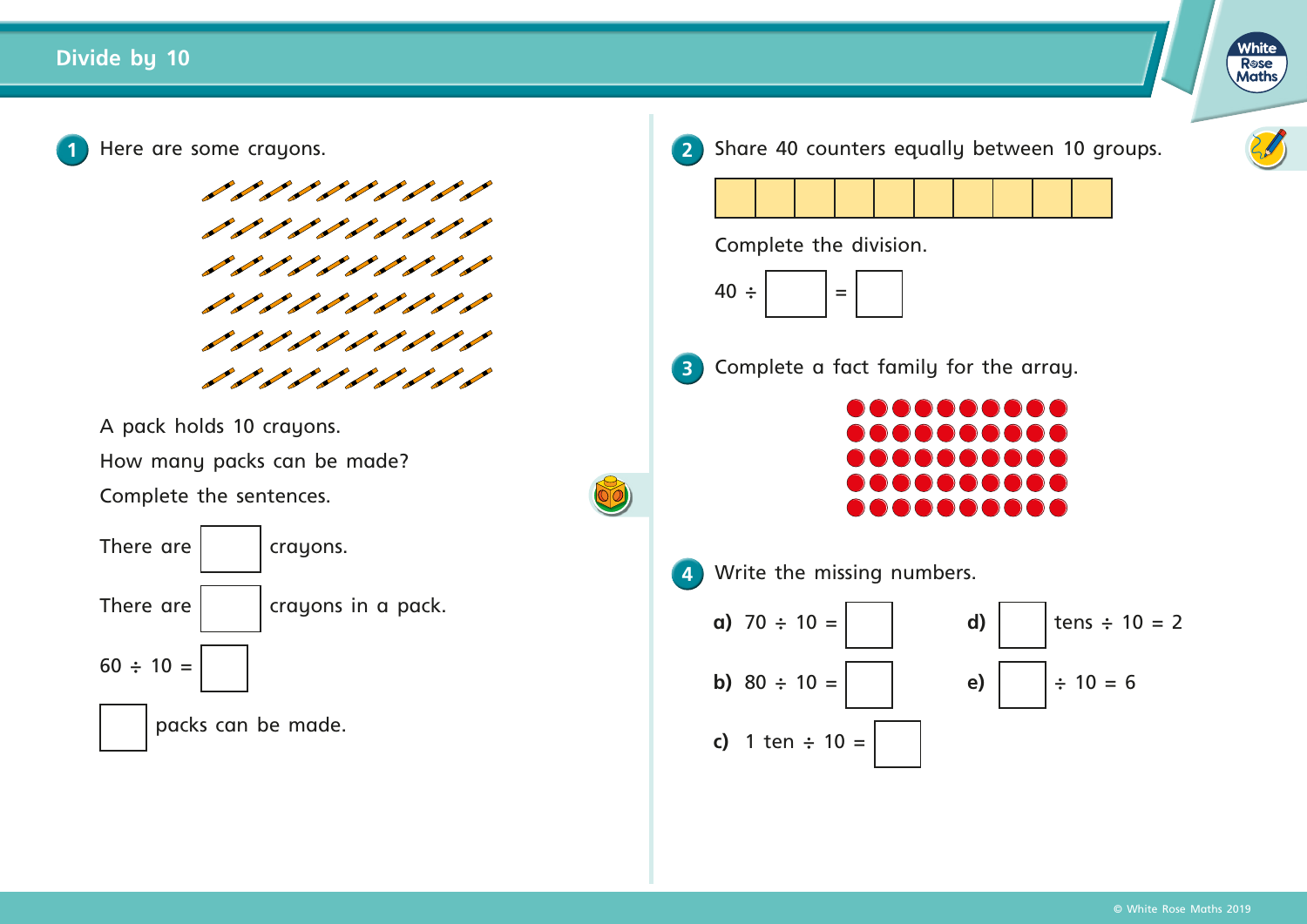# Divide by 10

**1** Here are some crayons.

A pack holds 10 crayons.

How many packs can be made?

Complete the sentences.

There are ☐ crayons.

There are ☐ crayons in a pack.

60 ÷ 10 = ☐

☐ packs can be made.

**2** Share 40 counters equally between 10 groups.

| | | | | | | | | | |
|---|---|---|---|---|---|---|---|---|---|
| | | | | | | | | | |

Complete the division.

40 ÷ ☐ = ☐

**3** Complete a fact family for the array.

**4** Write the missing numbers.

**a)** 70 ÷ 10 = ☐

**b)** 80 ÷ 10 = ☐

**c)** 1 ten ÷ 10 = ☐

**d)** ☐ tens ÷ 10 = 2

**e)** ☐ ÷ 10 = 6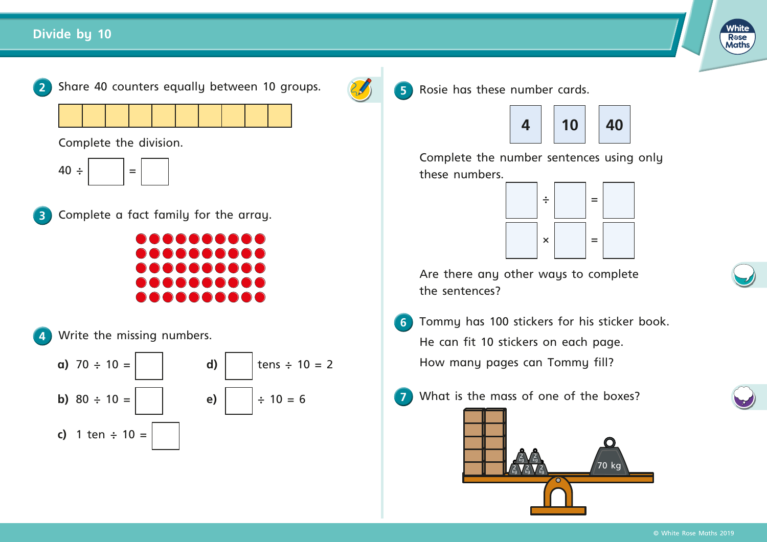# Divide by 10

**2** Share 40 counters equally between 10 groups.

Complete the division.

$40 \div \square = \square$

**3** Complete a fact family for the array.

**4** Write the missing numbers.

**a)** $70 \div 10 = \square$

**b)** $80 \div 10 = \square$

**c)** 1 ten $\div$ 10 = $\square$

**d)** $\square$ tens $\div$ 10 = 2

**e)** $\square \div 10 = 6$

**5** Rosie has these number cards.

| 4 | 10 | 40 |
|---|---|---|

Complete the number sentences using only these numbers.

$\square \div \square = \square$

$\square \times \square = \square$

Are there any other ways to complete the sentences?

**6** Tommy has 100 stickers for his sticker book.

He can fit 10 stickers on each page.

How many pages can Tommy fill?

**7** What is the mass of one of the boxes?

2 kg 2 kg 2 kg 2 kg 2 kg

70 kg